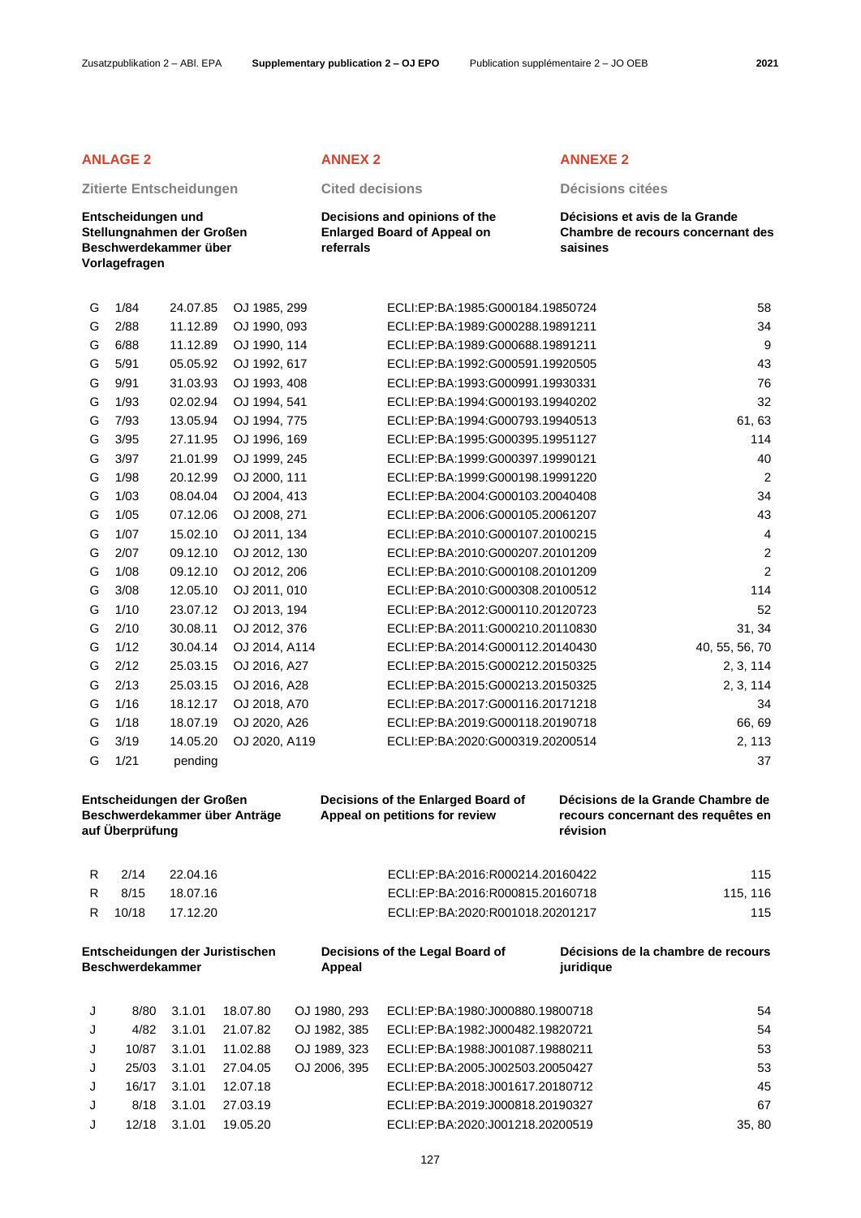## ANLAGE 2

### Zitierte Entscheidungen

**Entscheidungen und Stellungnahmen der Großen Beschwerdekammer über Vorlagefragen**

## ANNEX 2

### Cited decisions

**Decisions and opinions of the Enlarged Board of Appeal on referrals**

## ANNEXE 2

### Décisions citées

**Décisions et avis de la Grande Chambre de recours concernant des saisines**

| | | | | | |
|---|---|---|---|---|---|
| G | 1/84 | 24.07.85 | OJ 1985, 299 | ECLI:EP:BA:1985:G000184.19850724 | 58 |
| G | 2/88 | 11.12.89 | OJ 1990, 093 | ECLI:EP:BA:1989:G000288.19891211 | 34 |
| G | 6/88 | 11.12.89 | OJ 1990, 114 | ECLI:EP:BA:1989:G000688.19891211 | 9 |
| G | 5/91 | 05.05.92 | OJ 1992, 617 | ECLI:EP:BA:1992:G000591.19920505 | 43 |
| G | 9/91 | 31.03.93 | OJ 1993, 408 | ECLI:EP:BA:1993:G000991.19930331 | 76 |
| G | 1/93 | 02.02.94 | OJ 1994, 541 | ECLI:EP:BA:1994:G000193.19940202 | 32 |
| G | 7/93 | 13.05.94 | OJ 1994, 775 | ECLI:EP:BA:1994:G000793.19940513 | 61, 63 |
| G | 3/95 | 27.11.95 | OJ 1996, 169 | ECLI:EP:BA:1995:G000395.19951127 | 114 |
| G | 3/97 | 21.01.99 | OJ 1999, 245 | ECLI:EP:BA:1999:G000397.19990121 | 40 |
| G | 1/98 | 20.12.99 | OJ 2000, 111 | ECLI:EP:BA:1999:G000198.19991220 | 2 |
| G | 1/03 | 08.04.04 | OJ 2004, 413 | ECLI:EP:BA:2004:G000103.20040408 | 34 |
| G | 1/05 | 07.12.06 | OJ 2008, 271 | ECLI:EP:BA:2006:G000105.20061207 | 43 |
| G | 1/07 | 15.02.10 | OJ 2011, 134 | ECLI:EP:BA:2010:G000107.20100215 | 4 |
| G | 2/07 | 09.12.10 | OJ 2012, 130 | ECLI:EP:BA:2010:G000207.20101209 | 2 |
| G | 1/08 | 09.12.10 | OJ 2012, 206 | ECLI:EP:BA:2010:G000108.20101209 | 2 |
| G | 3/08 | 12.05.10 | OJ 2011, 010 | ECLI:EP:BA:2010:G000308.20100512 | 114 |
| G | 1/10 | 23.07.12 | OJ 2013, 194 | ECLI:EP:BA:2012:G000110.20120723 | 52 |
| G | 2/10 | 30.08.11 | OJ 2012, 376 | ECLI:EP:BA:2011:G000210.20110830 | 31, 34 |
| G | 1/12 | 30.04.14 | OJ 2014, A114 | ECLI:EP:BA:2014:G000112.20140430 | 40, 55, 56, 70 |
| G | 2/12 | 25.03.15 | OJ 2016, A27 | ECLI:EP:BA:2015:G000212.20150325 | 2, 3, 114 |
| G | 2/13 | 25.03.15 | OJ 2016, A28 | ECLI:EP:BA:2015:G000213.20150325 | 2, 3, 114 |
| G | 1/16 | 18.12.17 | OJ 2018, A70 | ECLI:EP:BA:2017:G000116.20171218 | 34 |
| G | 1/18 | 18.07.19 | OJ 2020, A26 | ECLI:EP:BA:2019:G000118.20190718 | 66, 69 |
| G | 3/19 | 14.05.20 | OJ 2020, A119 | ECLI:EP:BA:2020:G000319.20200514 | 2, 113 |
| G | 1/21 | pending | | | 37 |

**Entscheidungen der Großen Beschwerdekammer über Anträge auf Überprüfung**

**Decisions of the Enlarged Board of Appeal on petitions for review**

**Décisions de la Grande Chambre de recours concernant des requêtes en révision**

| | | | | |
|---|---|---|---|---|
| R | 2/14 | 22.04.16 | ECLI:EP:BA:2016:R000214.20160422 | 115 |
| R | 8/15 | 18.07.16 | ECLI:EP:BA:2016:R000815.20160718 | 115, 116 |
| R | 10/18 | 17.12.20 | ECLI:EP:BA:2020:R001018.20201217 | 115 |

**Entscheidungen der Juristischen Beschwerdekammer**

**Decisions of the Legal Board of Appeal**

**Décisions de la chambre de recours juridique**

| | | | | | | |
|---|---|---|---|---|---|---|
| J | 8/80 | 3.1.01 | 18.07.80 | OJ 1980, 293 | ECLI:EP:BA:1980:J000880.19800718 | 54 |
| J | 4/82 | 3.1.01 | 21.07.82 | OJ 1982, 385 | ECLI:EP:BA:1982:J000482.19820721 | 54 |
| J | 10/87 | 3.1.01 | 11.02.88 | OJ 1989, 323 | ECLI:EP:BA:1988:J001087.19880211 | 53 |
| J | 25/03 | 3.1.01 | 27.04.05 | OJ 2006, 395 | ECLI:EP:BA:2005:J002503.20050427 | 53 |
| J | 16/17 | 3.1.01 | 12.07.18 | | ECLI:EP:BA:2018:J001617.20180712 | 45 |
| J | 8/18 | 3.1.01 | 27.03.19 | | ECLI:EP:BA:2019:J000818.20190327 | 67 |
| J | 12/18 | 3.1.01 | 19.05.20 | | ECLI:EP:BA:2020:J001218.20200519 | 35, 80 |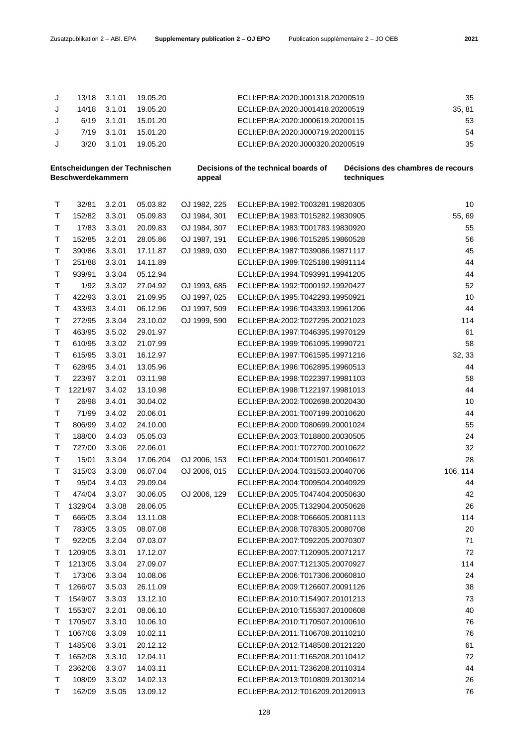| | | | | | | |
|---|---|---|---|---|---|---|
| J | 13/18 | 3.1.01 | 19.05.20 | | ECLI:EP:BA:2020:J001318.20200519 | 35 |
| J | 14/18 | 3.1.01 | 19.05.20 | | ECLI:EP:BA:2020:J001418.20200519 | 35, 81 |
| J | 6/19 | 3.1.01 | 15.01.20 | | ECLI:EP:BA:2020:J000619.20200115 | 53 |
| J | 7/19 | 3.1.01 | 15.01.20 | | ECLI:EP:BA:2020:J000719.20200115 | 54 |
| J | 3/20 | 3.1.01 | 19.05.20 | | ECLI:EP:BA:2020:J000320.20200519 | 35 |

**Entscheidungen der Technischen Beschwerdekammern** | **Decisions of the technical boards of appeal** | **Décisions des chambres de recours techniques**

| | | | | | | |
|---|---|---|---|---|---|---|
| T | 32/81 | 3.2.01 | 05.03.82 | OJ 1982, 225 | ECLI:EP:BA:1982:T003281.19820305 | 10 |
| T | 152/82 | 3.3.01 | 05.09.83 | OJ 1984, 301 | ECLI:EP:BA:1983:T015282.19830905 | 55, 69 |
| T | 17/83 | 3.3.01 | 20.09.83 | OJ 1984, 307 | ECLI:EP:BA:1983:T001783.19830920 | 55 |
| T | 152/85 | 3.2.01 | 28.05.86 | OJ 1987, 191 | ECLI:EP:BA:1986:T015285.19860528 | 56 |
| T | 390/86 | 3.3.01 | 17.11.87 | OJ 1989, 030 | ECLI:EP:BA:1987:T039086.19871117 | 45 |
| T | 251/88 | 3.3.01 | 14.11.89 | | ECLI:EP:BA:1989:T025188.19891114 | 44 |
| T | 939/91 | 3.3.04 | 05.12.94 | | ECLI:EP:BA:1994:T093991.19941205 | 44 |
| T | 1/92 | 3.3.02 | 27.04.92 | OJ 1993, 685 | ECLI:EP:BA:1992:T000192.19920427 | 52 |
| T | 422/93 | 3.3.01 | 21.09.95 | OJ 1997, 025 | ECLI:EP:BA:1995:T042293.19950921 | 10 |
| T | 433/93 | 3.4.01 | 06.12.96 | OJ 1997, 509 | ECLI:EP:BA:1996:T043393.19961206 | 44 |
| T | 272/95 | 3.3.04 | 23.10.02 | OJ 1999, 590 | ECLI:EP:BA:2002:T027295.20021023 | 114 |
| T | 463/95 | 3.5.02 | 29.01.97 | | ECLI:EP:BA:1997:T046395.19970129 | 61 |
| T | 610/95 | 3.3.02 | 21.07.99 | | ECLI:EP:BA:1999:T061095.19990721 | 58 |
| T | 615/95 | 3.3.01 | 16.12.97 | | ECLI:EP:BA:1997:T061595.19971216 | 32, 33 |
| T | 628/95 | 3.4.01 | 13.05.96 | | ECLI:EP:BA:1996:T062895.19960513 | 44 |
| T | 223/97 | 3.2.01 | 03.11.98 | | ECLI:EP:BA:1998:T022397.19981103 | 58 |
| T | 1221/97 | 3.4.02 | 13.10.98 | | ECLI:EP:BA:1998:T122197.19981013 | 44 |
| T | 26/98 | 3.4.01 | 30.04.02 | | ECLI:EP:BA:2002:T002698.20020430 | 10 |
| T | 71/99 | 3.4.02 | 20.06.01 | | ECLI:EP:BA:2001:T007199.20010620 | 44 |
| T | 806/99 | 3.4.02 | 24.10.00 | | ECLI:EP:BA:2000:T080699.20001024 | 55 |
| T | 188/00 | 3.4.03 | 05.05.03 | | ECLI:EP:BA:2003:T018800.20030505 | 24 |
| T | 727/00 | 3.3.06 | 22.06.01 | | ECLI:EP:BA:2001:T072700.20010622 | 32 |
| T | 15/01 | 3.3.04 | 17.06.204 | OJ 2006, 153 | ECLI:EP:BA:2004:T001501.20040617 | 28 |
| T | 315/03 | 3.3.08 | 06.07.04 | OJ 2006, 015 | ECLI:EP:BA:2004:T031503.20040706 | 106, 114 |
| T | 95/04 | 3.4.03 | 29.09.04 | | ECLI:EP:BA:2004:T009504.20040929 | 44 |
| T | 474/04 | 3.3.07 | 30.06.05 | OJ 2006, 129 | ECLI:EP:BA:2005:T047404.20050630 | 42 |
| T | 1329/04 | 3.3.08 | 28.06.05 | | ECLI:EP:BA:2005:T132904.20050628 | 26 |
| T | 666/05 | 3.3.04 | 13.11.08 | | ECLI:EP:BA:2008:T066605.20081113 | 114 |
| T | 783/05 | 3.3.05 | 08.07.08 | | ECLI:EP:BA:2008:T078305.20080708 | 20 |
| T | 922/05 | 3.2.04 | 07.03.07 | | ECLI:EP:BA:2007:T092205.20070307 | 71 |
| T | 1209/05 | 3.3.01 | 17.12.07 | | ECLI:EP:BA:2007:T120905.20071217 | 72 |
| T | 1213/05 | 3.3.04 | 27.09.07 | | ECLI:EP:BA:2007:T121305.20070927 | 114 |
| T | 173/06 | 3.3.04 | 10.08.06 | | ECLI:EP:BA:2006:T017306.20060810 | 24 |
| T | 1266/07 | 3.5.03 | 26.11.09 | | ECLI:EP:BA:2009:T126607.20091126 | 38 |
| T | 1549/07 | 3.3.03 | 13.12.10 | | ECLI:EP:BA:2010:T154907.20101213 | 73 |
| T | 1553/07 | 3.2.01 | 08.06.10 | | ECLI:EP:BA:2010:T155307.20100608 | 40 |
| T | 1705/07 | 3.3.10 | 10.06.10 | | ECLI:EP:BA:2010:T170507.20100610 | 76 |
| T | 1067/08 | 3.3.09 | 10.02.11 | | ECLI:EP:BA:2011:T106708.20110210 | 76 |
| T | 1485/08 | 3.3.01 | 20.12.12 | | ECLI:EP:BA:2012:T148508.20121220 | 61 |
| T | 1652/08 | 3.3.10 | 12.04.11 | | ECLI:EP:BA:2011:T165208.20110412 | 72 |
| T | 2362/08 | 3.3.07 | 14.03.11 | | ECLI:EP:BA:2011:T236208.20110314 | 44 |
| T | 108/09 | 3.3.02 | 14.02.13 | | ECLI:EP:BA:2013:T010809.20130214 | 26 |
| T | 162/09 | 3.5.05 | 13.09.12 | | ECLI:EP:BA:2012:T016209.20120913 | 76 |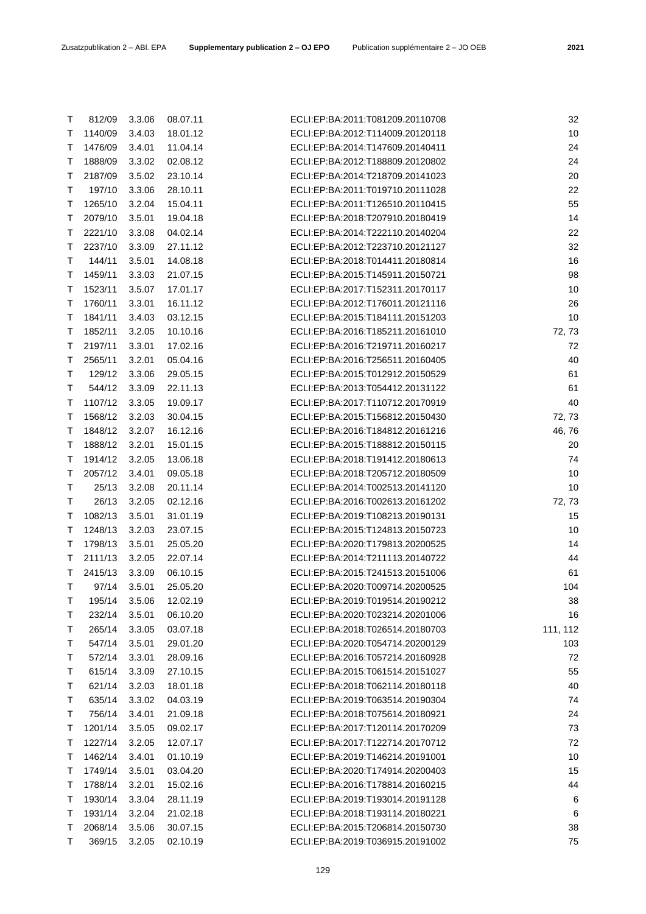| | | | | | |
|---|---|---|---|---|---|
| T | 812/09 | 3.3.06 | 08.07.11 | ECLI:EP:BA:2011:T081209.20110708 | 32 |
| T | 1140/09 | 3.4.03 | 18.01.12 | ECLI:EP:BA:2012:T114009.20120118 | 10 |
| T | 1476/09 | 3.4.01 | 11.04.14 | ECLI:EP:BA:2014:T147609.20140411 | 24 |
| T | 1888/09 | 3.3.02 | 02.08.12 | ECLI:EP:BA:2012:T188809.20120802 | 24 |
| T | 2187/09 | 3.5.02 | 23.10.14 | ECLI:EP:BA:2014:T218709.20141023 | 20 |
| T | 197/10 | 3.3.06 | 28.10.11 | ECLI:EP:BA:2011:T019710.20111028 | 22 |
| T | 1265/10 | 3.2.04 | 15.04.11 | ECLI:EP:BA:2011:T126510.20110415 | 55 |
| T | 2079/10 | 3.5.01 | 19.04.18 | ECLI:EP:BA:2018:T207910.20180419 | 14 |
| T | 2221/10 | 3.3.08 | 04.02.14 | ECLI:EP:BA:2014:T222110.20140204 | 22 |
| T | 2237/10 | 3.3.09 | 27.11.12 | ECLI:EP:BA:2012:T223710.20121127 | 32 |
| T | 144/11 | 3.5.01 | 14.08.18 | ECLI:EP:BA:2018:T014411.20180814 | 16 |
| T | 1459/11 | 3.3.03 | 21.07.15 | ECLI:EP:BA:2015:T145911.20150721 | 98 |
| T | 1523/11 | 3.5.07 | 17.01.17 | ECLI:EP:BA:2017:T152311.20170117 | 10 |
| T | 1760/11 | 3.3.01 | 16.11.12 | ECLI:EP:BA:2012:T176011.20121116 | 26 |
| T | 1841/11 | 3.4.03 | 03.12.15 | ECLI:EP:BA:2015:T184111.20151203 | 10 |
| T | 1852/11 | 3.2.05 | 10.10.16 | ECLI:EP:BA:2016:T185211.20161010 | 72, 73 |
| T | 2197/11 | 3.3.01 | 17.02.16 | ECLI:EP:BA:2016:T219711.20160217 | 72 |
| T | 2565/11 | 3.2.01 | 05.04.16 | ECLI:EP:BA:2016:T256511.20160405 | 40 |
| T | 129/12 | 3.3.06 | 29.05.15 | ECLI:EP:BA:2015:T012912.20150529 | 61 |
| T | 544/12 | 3.3.09 | 22.11.13 | ECLI:EP:BA:2013:T054412.20131122 | 61 |
| T | 1107/12 | 3.3.05 | 19.09.17 | ECLI:EP:BA:2017:T110712.20170919 | 40 |
| T | 1568/12 | 3.2.03 | 30.04.15 | ECLI:EP:BA:2015:T156812.20150430 | 72, 73 |
| T | 1848/12 | 3.2.07 | 16.12.16 | ECLI:EP:BA:2016:T184812.20161216 | 46, 76 |
| T | 1888/12 | 3.2.01 | 15.01.15 | ECLI:EP:BA:2015:T188812.20150115 | 20 |
| T | 1914/12 | 3.2.05 | 13.06.18 | ECLI:EP:BA:2018:T191412.20180613 | 74 |
| T | 2057/12 | 3.4.01 | 09.05.18 | ECLI:EP:BA:2018:T205712.20180509 | 10 |
| T | 25/13 | 3.2.08 | 20.11.14 | ECLI:EP:BA:2014:T002513.20141120 | 10 |
| T | 26/13 | 3.2.05 | 02.12.16 | ECLI:EP:BA:2016:T002613.20161202 | 72, 73 |
| T | 1082/13 | 3.5.01 | 31.01.19 | ECLI:EP:BA:2019:T108213.20190131 | 15 |
| T | 1248/13 | 3.2.03 | 23.07.15 | ECLI:EP:BA:2015:T124813.20150723 | 10 |
| T | 1798/13 | 3.5.01 | 25.05.20 | ECLI:EP:BA:2020:T179813.20200525 | 14 |
| T | 2111/13 | 3.2.05 | 22.07.14 | ECLI:EP:BA:2014:T211113.20140722 | 44 |
| T | 2415/13 | 3.3.09 | 06.10.15 | ECLI:EP:BA:2015:T241513.20151006 | 61 |
| T | 97/14 | 3.5.01 | 25.05.20 | ECLI:EP:BA:2020:T009714.20200525 | 104 |
| T | 195/14 | 3.5.06 | 12.02.19 | ECLI:EP:BA:2019:T019514.20190212 | 38 |
| T | 232/14 | 3.5.01 | 06.10.20 | ECLI:EP:BA:2020:T023214.20201006 | 16 |
| T | 265/14 | 3.3.05 | 03.07.18 | ECLI:EP:BA:2018:T026514.20180703 | 111, 112 |
| T | 547/14 | 3.5.01 | 29.01.20 | ECLI:EP:BA:2020:T054714.20200129 | 103 |
| T | 572/14 | 3.3.01 | 28.09.16 | ECLI:EP:BA:2016:T057214.20160928 | 72 |
| T | 615/14 | 3.3.09 | 27.10.15 | ECLI:EP:BA:2015:T061514.20151027 | 55 |
| T | 621/14 | 3.2.03 | 18.01.18 | ECLI:EP:BA:2018:T062114.20180118 | 40 |
| T | 635/14 | 3.3.02 | 04.03.19 | ECLI:EP:BA:2019:T063514.20190304 | 74 |
| T | 756/14 | 3.4.01 | 21.09.18 | ECLI:EP:BA:2018:T075614.20180921 | 24 |
| T | 1201/14 | 3.5.05 | 09.02.17 | ECLI:EP:BA:2017:T120114.20170209 | 73 |
| T | 1227/14 | 3.2.05 | 12.07.17 | ECLI:EP:BA:2017:T122714.20170712 | 72 |
| T | 1462/14 | 3.4.01 | 01.10.19 | ECLI:EP:BA:2019:T146214.20191001 | 10 |
| T | 1749/14 | 3.5.01 | 03.04.20 | ECLI:EP:BA:2020:T174914.20200403 | 15 |
| T | 1788/14 | 3.2.01 | 15.02.16 | ECLI:EP:BA:2016:T178814.20160215 | 44 |
| T | 1930/14 | 3.3.04 | 28.11.19 | ECLI:EP:BA:2019:T193014.20191128 | 6 |
| T | 1931/14 | 3.2.04 | 21.02.18 | ECLI:EP:BA:2018:T193114.20180221 | 6 |
| T | 2068/14 | 3.5.06 | 30.07.15 | ECLI:EP:BA:2015:T206814.20150730 | 38 |
| T | 369/15 | 3.2.05 | 02.10.19 | ECLI:EP:BA:2019:T036915.20191002 | 75 |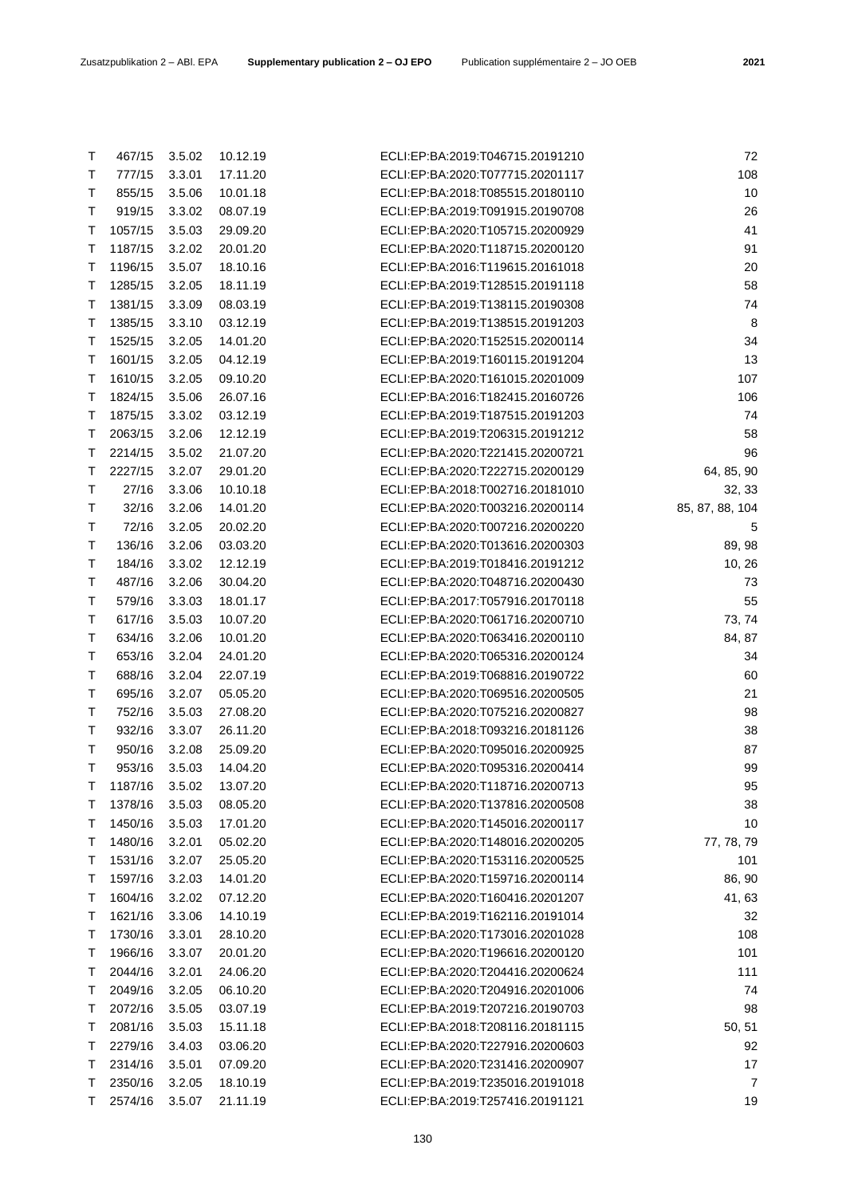| | | | | | |
|---|---|---|---|---|---|
| T | 467/15 | 3.5.02 | 10.12.19 | ECLI:EP:BA:2019:T046715.20191210 | 72 |
| T | 777/15 | 3.3.01 | 17.11.20 | ECLI:EP:BA:2020:T077715.20201117 | 108 |
| T | 855/15 | 3.5.06 | 10.01.18 | ECLI:EP:BA:2018:T085515.20180110 | 10 |
| T | 919/15 | 3.3.02 | 08.07.19 | ECLI:EP:BA:2019:T091915.20190708 | 26 |
| T | 1057/15 | 3.5.03 | 29.09.20 | ECLI:EP:BA:2020:T105715.20200929 | 41 |
| T | 1187/15 | 3.2.02 | 20.01.20 | ECLI:EP:BA:2020:T118715.20200120 | 91 |
| T | 1196/15 | 3.5.07 | 18.10.16 | ECLI:EP:BA:2016:T119615.20161018 | 20 |
| T | 1285/15 | 3.2.05 | 18.11.19 | ECLI:EP:BA:2019:T128515.20191118 | 58 |
| T | 1381/15 | 3.3.09 | 08.03.19 | ECLI:EP:BA:2019:T138115.20190308 | 74 |
| T | 1385/15 | 3.3.10 | 03.12.19 | ECLI:EP:BA:2019:T138515.20191203 | 8 |
| T | 1525/15 | 3.2.05 | 14.01.20 | ECLI:EP:BA:2020:T152515.20200114 | 34 |
| T | 1601/15 | 3.2.05 | 04.12.19 | ECLI:EP:BA:2019:T160115.20191204 | 13 |
| T | 1610/15 | 3.2.05 | 09.10.20 | ECLI:EP:BA:2020:T161015.20201009 | 107 |
| T | 1824/15 | 3.5.06 | 26.07.16 | ECLI:EP:BA:2016:T182415.20160726 | 106 |
| T | 1875/15 | 3.3.02 | 03.12.19 | ECLI:EP:BA:2019:T187515.20191203 | 74 |
| T | 2063/15 | 3.2.06 | 12.12.19 | ECLI:EP:BA:2019:T206315.20191212 | 58 |
| T | 2214/15 | 3.5.02 | 21.07.20 | ECLI:EP:BA:2020:T221415.20200721 | 96 |
| T | 2227/15 | 3.2.07 | 29.01.20 | ECLI:EP:BA:2020:T222715.20200129 | 64, 85, 90 |
| T | 27/16 | 3.3.06 | 10.10.18 | ECLI:EP:BA:2018:T002716.20181010 | 32, 33 |
| T | 32/16 | 3.2.06 | 14.01.20 | ECLI:EP:BA:2020:T003216.20200114 | 85, 87, 88, 104 |
| T | 72/16 | 3.2.05 | 20.02.20 | ECLI:EP:BA:2020:T007216.20200220 | 5 |
| T | 136/16 | 3.2.06 | 03.03.20 | ECLI:EP:BA:2020:T013616.20200303 | 89, 98 |
| T | 184/16 | 3.3.02 | 12.12.19 | ECLI:EP:BA:2019:T018416.20191212 | 10, 26 |
| T | 487/16 | 3.2.06 | 30.04.20 | ECLI:EP:BA:2020:T048716.20200430 | 73 |
| T | 579/16 | 3.3.03 | 18.01.17 | ECLI:EP:BA:2017:T057916.20170118 | 55 |
| T | 617/16 | 3.5.03 | 10.07.20 | ECLI:EP:BA:2020:T061716.20200710 | 73, 74 |
| T | 634/16 | 3.2.06 | 10.01.20 | ECLI:EP:BA:2020:T063416.20200110 | 84, 87 |
| T | 653/16 | 3.2.04 | 24.01.20 | ECLI:EP:BA:2020:T065316.20200124 | 34 |
| T | 688/16 | 3.2.04 | 22.07.19 | ECLI:EP:BA:2019:T068816.20190722 | 60 |
| T | 695/16 | 3.2.07 | 05.05.20 | ECLI:EP:BA:2020:T069516.20200505 | 21 |
| T | 752/16 | 3.5.03 | 27.08.20 | ECLI:EP:BA:2020:T075216.20200827 | 98 |
| T | 932/16 | 3.3.07 | 26.11.20 | ECLI:EP:BA:2018:T093216.20181126 | 38 |
| T | 950/16 | 3.2.08 | 25.09.20 | ECLI:EP:BA:2020:T095016.20200925 | 87 |
| T | 953/16 | 3.5.03 | 14.04.20 | ECLI:EP:BA:2020:T095316.20200414 | 99 |
| T | 1187/16 | 3.5.02 | 13.07.20 | ECLI:EP:BA:2020:T118716.20200713 | 95 |
| T | 1378/16 | 3.5.03 | 08.05.20 | ECLI:EP:BA:2020:T137816.20200508 | 38 |
| T | 1450/16 | 3.5.03 | 17.01.20 | ECLI:EP:BA:2020:T145016.20200117 | 10 |
| T | 1480/16 | 3.2.01 | 05.02.20 | ECLI:EP:BA:2020:T148016.20200205 | 77, 78, 79 |
| T | 1531/16 | 3.2.07 | 25.05.20 | ECLI:EP:BA:2020:T153116.20200525 | 101 |
| T | 1597/16 | 3.2.03 | 14.01.20 | ECLI:EP:BA:2020:T159716.20200114 | 86, 90 |
| T | 1604/16 | 3.2.02 | 07.12.20 | ECLI:EP:BA:2020:T160416.20201207 | 41, 63 |
| T | 1621/16 | 3.3.06 | 14.10.19 | ECLI:EP:BA:2019:T162116.20191014 | 32 |
| T | 1730/16 | 3.3.01 | 28.10.20 | ECLI:EP:BA:2020:T173016.20201028 | 108 |
| T | 1966/16 | 3.3.07 | 20.01.20 | ECLI:EP:BA:2020:T196616.20200120 | 101 |
| T | 2044/16 | 3.2.01 | 24.06.20 | ECLI:EP:BA:2020:T204416.20200624 | 111 |
| T | 2049/16 | 3.2.05 | 06.10.20 | ECLI:EP:BA:2020:T204916.20201006 | 74 |
| T | 2072/16 | 3.5.05 | 03.07.19 | ECLI:EP:BA:2019:T207216.20190703 | 98 |
| T | 2081/16 | 3.5.03 | 15.11.18 | ECLI:EP:BA:2018:T208116.20181115 | 50, 51 |
| T | 2279/16 | 3.4.03 | 03.06.20 | ECLI:EP:BA:2020:T227916.20200603 | 92 |
| T | 2314/16 | 3.5.01 | 07.09.20 | ECLI:EP:BA:2020:T231416.20200907 | 17 |
| T | 2350/16 | 3.2.05 | 18.10.19 | ECLI:EP:BA:2019:T235016.20191018 | 7 |
| T | 2574/16 | 3.5.07 | 21.11.19 | ECLI:EP:BA:2019:T257416.20191121 | 19 |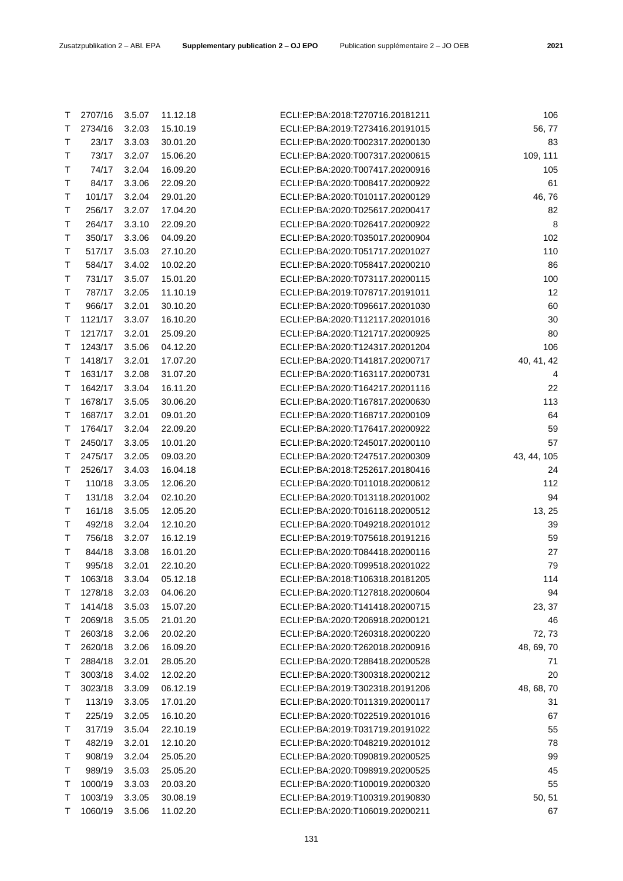| | | | | | |
|---|---|---|---|---|---|
| T | 2707/16 | 3.5.07 | 11.12.18 | ECLI:EP:BA:2018:T270716.20181211 | 106 |
| T | 2734/16 | 3.2.03 | 15.10.19 | ECLI:EP:BA:2019:T273416.20191015 | 56, 77 |
| T | 23/17 | 3.3.03 | 30.01.20 | ECLI:EP:BA:2020:T002317.20200130 | 83 |
| T | 73/17 | 3.2.07 | 15.06.20 | ECLI:EP:BA:2020:T007317.20200615 | 109, 111 |
| T | 74/17 | 3.2.04 | 16.09.20 | ECLI:EP:BA:2020:T007417.20200916 | 105 |
| T | 84/17 | 3.3.06 | 22.09.20 | ECLI:EP:BA:2020:T008417.20200922 | 61 |
| T | 101/17 | 3.2.04 | 29.01.20 | ECLI:EP:BA:2020:T010117.20200129 | 46, 76 |
| T | 256/17 | 3.2.07 | 17.04.20 | ECLI:EP:BA:2020:T025617.20200417 | 82 |
| T | 264/17 | 3.3.10 | 22.09.20 | ECLI:EP:BA:2020:T026417.20200922 | 8 |
| T | 350/17 | 3.3.06 | 04.09.20 | ECLI:EP:BA:2020:T035017.20200904 | 102 |
| T | 517/17 | 3.5.03 | 27.10.20 | ECLI:EP:BA:2020:T051717.20201027 | 110 |
| T | 584/17 | 3.4.02 | 10.02.20 | ECLI:EP:BA:2020:T058417.20200210 | 86 |
| T | 731/17 | 3.5.07 | 15.01.20 | ECLI:EP:BA:2020:T073117.20200115 | 100 |
| T | 787/17 | 3.2.05 | 11.10.19 | ECLI:EP:BA:2019:T078717.20191011 | 12 |
| T | 966/17 | 3.2.01 | 30.10.20 | ECLI:EP:BA:2020:T096617.20201030 | 60 |
| T | 1121/17 | 3.3.07 | 16.10.20 | ECLI:EP:BA:2020:T112117.20201016 | 30 |
| T | 1217/17 | 3.2.01 | 25.09.20 | ECLI:EP:BA:2020:T121717.20200925 | 80 |
| T | 1243/17 | 3.5.06 | 04.12.20 | ECLI:EP:BA:2020:T124317.20201204 | 106 |
| T | 1418/17 | 3.2.01 | 17.07.20 | ECLI:EP:BA:2020:T141817.20200717 | 40, 41, 42 |
| T | 1631/17 | 3.2.08 | 31.07.20 | ECLI:EP:BA:2020:T163117.20200731 | 4 |
| T | 1642/17 | 3.3.04 | 16.11.20 | ECLI:EP:BA:2020:T164217.20201116 | 22 |
| T | 1678/17 | 3.5.05 | 30.06.20 | ECLI:EP:BA:2020:T167817.20200630 | 113 |
| T | 1687/17 | 3.2.01 | 09.01.20 | ECLI:EP:BA:2020:T168717.20200109 | 64 |
| T | 1764/17 | 3.2.04 | 22.09.20 | ECLI:EP:BA:2020:T176417.20200922 | 59 |
| T | 2450/17 | 3.3.05 | 10.01.20 | ECLI:EP:BA:2020:T245017.20200110 | 57 |
| T | 2475/17 | 3.2.05 | 09.03.20 | ECLI:EP:BA:2020:T247517.20200309 | 43, 44, 105 |
| T | 2526/17 | 3.4.03 | 16.04.18 | ECLI:EP:BA:2018:T252617.20180416 | 24 |
| T | 110/18 | 3.3.05 | 12.06.20 | ECLI:EP:BA:2020:T011018.20200612 | 112 |
| T | 131/18 | 3.2.04 | 02.10.20 | ECLI:EP:BA:2020:T013118.20201002 | 94 |
| T | 161/18 | 3.5.05 | 12.05.20 | ECLI:EP:BA:2020:T016118.20200512 | 13, 25 |
| T | 492/18 | 3.2.04 | 12.10.20 | ECLI:EP:BA:2020:T049218.20201012 | 39 |
| T | 756/18 | 3.2.07 | 16.12.19 | ECLI:EP:BA:2019:T075618.20191216 | 59 |
| T | 844/18 | 3.3.08 | 16.01.20 | ECLI:EP:BA:2020:T084418.20200116 | 27 |
| T | 995/18 | 3.2.01 | 22.10.20 | ECLI:EP:BA:2020:T099518.20201022 | 79 |
| T | 1063/18 | 3.3.04 | 05.12.18 | ECLI:EP:BA:2018:T106318.20181205 | 114 |
| T | 1278/18 | 3.2.03 | 04.06.20 | ECLI:EP:BA:2020:T127818.20200604 | 94 |
| T | 1414/18 | 3.5.03 | 15.07.20 | ECLI:EP:BA:2020:T141418.20200715 | 23, 37 |
| T | 2069/18 | 3.5.05 | 21.01.20 | ECLI:EP:BA:2020:T206918.20200121 | 46 |
| T | 2603/18 | 3.2.06 | 20.02.20 | ECLI:EP:BA:2020:T260318.20200220 | 72, 73 |
| T | 2620/18 | 3.2.06 | 16.09.20 | ECLI:EP:BA:2020:T262018.20200916 | 48, 69, 70 |
| T | 2884/18 | 3.2.01 | 28.05.20 | ECLI:EP:BA:2020:T288418.20200528 | 71 |
| T | 3003/18 | 3.4.02 | 12.02.20 | ECLI:EP:BA:2020:T300318.20200212 | 20 |
| T | 3023/18 | 3.3.09 | 06.12.19 | ECLI:EP:BA:2019:T302318.20191206 | 48, 68, 70 |
| T | 113/19 | 3.3.05 | 17.01.20 | ECLI:EP:BA:2020:T011319.20200117 | 31 |
| T | 225/19 | 3.2.05 | 16.10.20 | ECLI:EP:BA:2020:T022519.20201016 | 67 |
| T | 317/19 | 3.5.04 | 22.10.19 | ECLI:EP:BA:2019:T031719.20191022 | 55 |
| T | 482/19 | 3.2.01 | 12.10.20 | ECLI:EP:BA:2020:T048219.20201012 | 78 |
| T | 908/19 | 3.2.04 | 25.05.20 | ECLI:EP:BA:2020:T090819.20200525 | 99 |
| T | 989/19 | 3.5.03 | 25.05.20 | ECLI:EP:BA:2020:T098919.20200525 | 45 |
| T | 1000/19 | 3.3.03 | 20.03.20 | ECLI:EP:BA:2020:T100019.20200320 | 55 |
| T | 1003/19 | 3.3.05 | 30.08.19 | ECLI:EP:BA:2019:T100319.20190830 | 50, 51 |
| T | 1060/19 | 3.5.06 | 11.02.20 | ECLI:EP:BA:2020:T106019.20200211 | 67 |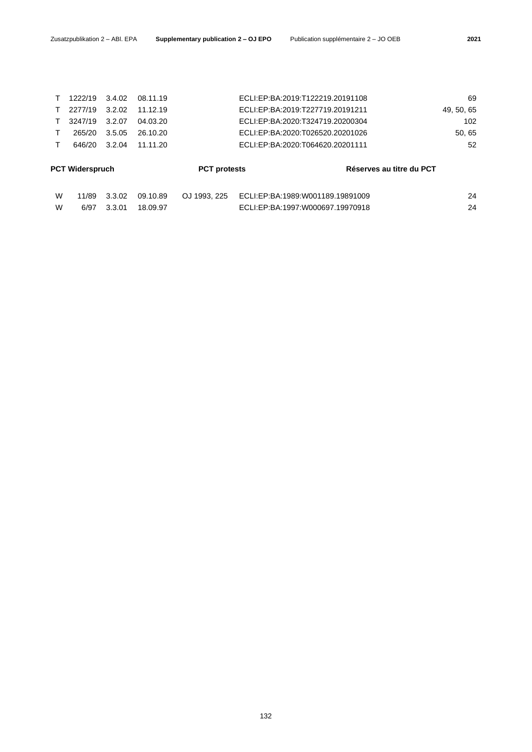| | | | | | | |
|---|---|---|---|---|---|---|
| T | 1222/19 | 3.4.02 | 08.11.19 | | ECLI:EP:BA:2019:T122219.20191108 | 69 |
| T | 2277/19 | 3.2.02 | 11.12.19 | | ECLI:EP:BA:2019:T227719.20191211 | 49, 50, 65 |
| T | 3247/19 | 3.2.07 | 04.03.20 | | ECLI:EP:BA:2020:T324719.20200304 | 102 |
| T | 265/20 | 3.5.05 | 26.10.20 | | ECLI:EP:BA:2020:T026520.20201026 | 50, 65 |
| T | 646/20 | 3.2.04 | 11.11.20 | | ECLI:EP:BA:2020:T064620.20201111 | 52 |

**PCT Widerspruch** **PCT protests** **Réserves au titre du PCT**

| | | | | | | |
|---|---|---|---|---|---|---|
| W | 11/89 | 3.3.02 | 09.10.89 | OJ 1993, 225 | ECLI:EP:BA:1989:W001189.19891009 | 24 |
| W | 6/97 | 3.3.01 | 18.09.97 | | ECLI:EP:BA:1997:W000697.19970918 | 24 |